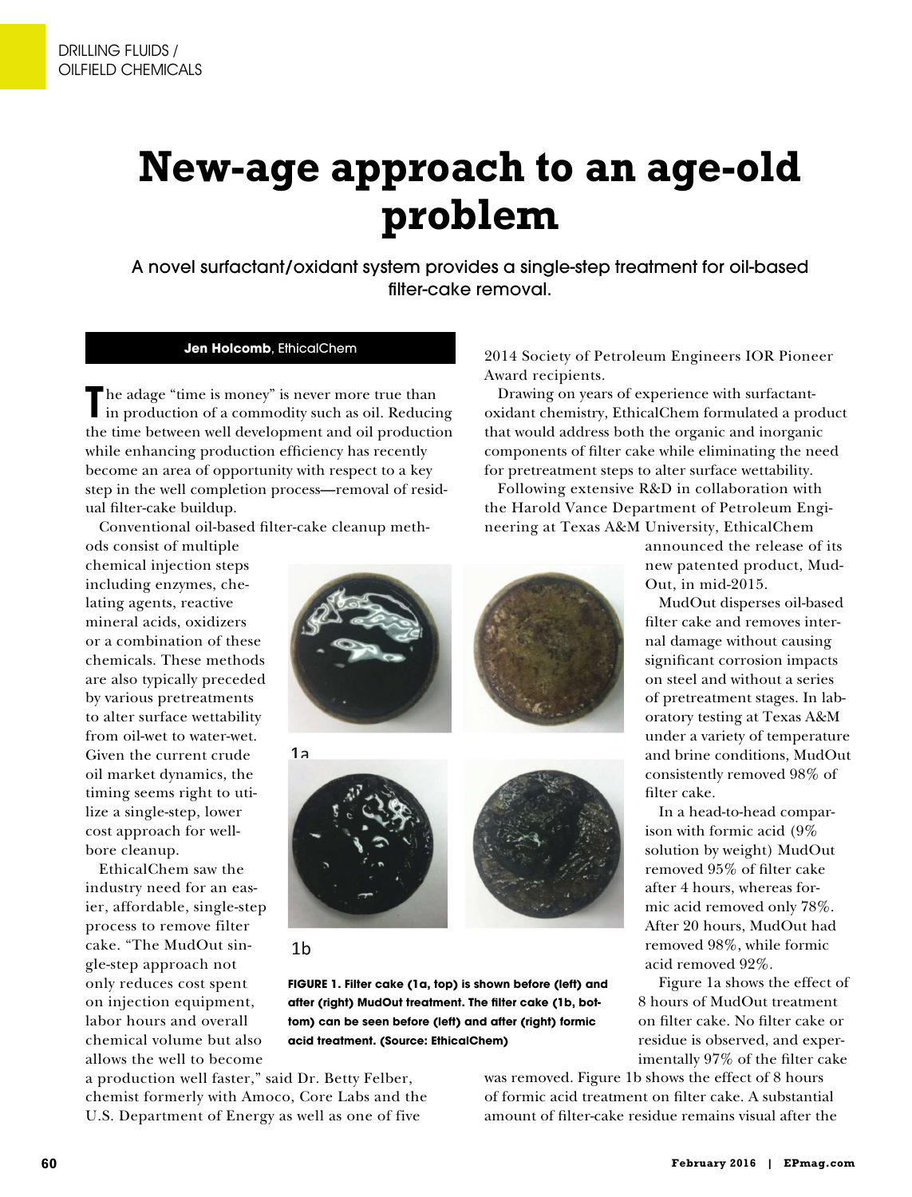# New-age approach to an age-old problem

A novel surfactant/oxidant system provides a single-step treatment for oil-based filter-cake removal.

**Jen Holcomb**, EthicalChem

The adage "time is money" is never more true than in production of a commodity such as oil. Reducing the time between well development and oil production while enhancing production efficiency has recently become an area of opportunity with respect to a key step in the well completion process—removal of residual filter-cake buildup.

Conventional oil-based filter-cake cleanup methods consist of multiple chemical injection steps including enzymes, chelating agents, reactive mineral acids, oxidizers or a combination of these chemicals. These methods are also typically preceded by various pretreatments to alter surface wettability from oil-wet to water-wet. Given the current crude oil market dynamics, the timing seems right to utilize a single-step, lower cost approach for wellbore cleanup.

EthicalChem saw the industry need for an easier, affordable, single-step process to remove filter cake. "The MudOut single-step approach not only reduces cost spent on injection equipment, labor hours and overall chemical volume but also allows the well to become a production well faster," said Dr. Betty Felber, chemist formerly with Amoco, Core Labs and the U.S. Department of Energy as well as one of five 2014 Society of Petroleum Engineers IOR Pioneer Award recipients.

Drawing on years of experience with surfactant-oxidant chemistry, EthicalChem formulated a product that would address both the organic and inorganic components of filter cake while eliminating the need for pretreatment steps to alter surface wettability.

Following extensive R&D in collaboration with the Harold Vance Department of Petroleum Engineering at Texas A&M University, EthicalChem announced the release of its new patented product, MudOut, in mid-2015.

MudOut disperses oil-based filter cake and removes internal damage without causing significant corrosion impacts on steel and without a series of pretreatment stages. In laboratory testing at Texas A&M under a variety of temperature and brine conditions, MudOut consistently removed 98% of filter cake.

In a head-to-head comparison with formic acid (9% solution by weight) MudOut removed 95% of filter cake after 4 hours, whereas formic acid removed only 78%. After 20 hours, MudOut had removed 98%, while formic acid removed 92%.

Figure 1a shows the effect of 8 hours of MudOut treatment on filter cake. No filter cake or residue is observed, and experimentally 97% of the filter cake was removed. Figure 1b shows the effect of 8 hours of formic acid treatment on filter cake. A substantial amount of filter-cake residue remains visual after the

1a

1b

**FIGURE 1. Filter cake (1a, top) is shown before (left) and after (right) MudOut treatment. The filter cake (1b, bottom) can be seen before (left) and after (right) formic acid treatment. (Source: EthicalChem)**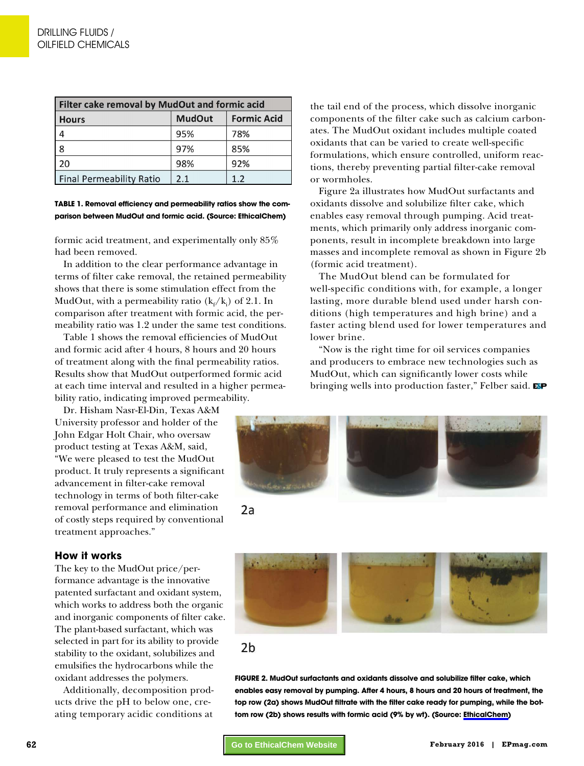| Filter cake removal by MudOut and formic acid | | |
| --- | --- | --- |
| Hours | MudOut | Formic Acid |
| 4 | 95% | 78% |
| 8 | 97% | 85% |
| 20 | 98% | 92% |
| Final Permeability Ratio | 2.1 | 1.2 |

**TABLE 1. Removal efficiency and permeability ratios show the comparison between MudOut and formic acid. (Source: EthicalChem)**

formic acid treatment, and experimentally only 85% had been removed.

In addition to the clear performance advantage in terms of filter cake removal, the retained permeability shows that there is some stimulation effect from the MudOut, with a permeability ratio ($k_f/k_i$) of 2.1. In comparison after treatment with formic acid, the permeability ratio was 1.2 under the same test conditions.

Table 1 shows the removal efficiencies of MudOut and formic acid after 4 hours, 8 hours and 20 hours of treatment along with the final permeability ratios. Results show that MudOut outperformed formic acid at each time interval and resulted in a higher permeability ratio, indicating improved permeability.

Dr. Hisham Nasr-El-Din, Texas A&M University professor and holder of the John Edgar Holt Chair, who oversaw product testing at Texas A&M, said, "We were pleased to test the MudOut product. It truly represents a significant advancement in filter-cake removal technology in terms of both filter-cake removal performance and elimination of costly steps required by conventional treatment approaches."

## How it works

The key to the MudOut price/performance advantage is the innovative patented surfactant and oxidant system, which works to address both the organic and inorganic components of filter cake. The plant-based surfactant, which was selected in part for its ability to provide stability to the oxidant, solubilizes and emulsifies the hydrocarbons while the oxidant addresses the polymers.

Additionally, decomposition products drive the pH to below one, creating temporary acidic conditions at the tail end of the process, which dissolve inorganic components of the filter cake such as calcium carbonates. The MudOut oxidant includes multiple coated oxidants that can be varied to create well-specific formulations, which ensure controlled, uniform reactions, thereby preventing partial filter-cake removal or wormholes.

Figure 2a illustrates how MudOut surfactants and oxidants dissolve and solubilize filter cake, which enables easy removal through pumping. Acid treatments, which primarily only address inorganic components, result in incomplete breakdown into large masses and incomplete removal as shown in Figure 2b (formic acid treatment).

The MudOut blend can be formulated for well-specific conditions with, for example, a longer lasting, more durable blend used under harsh conditions (high temperatures and high brine) and a faster acting blend used for lower temperatures and lower brine.

"Now is the right time for oil services companies and producers to embrace new technologies such as MudOut, which can significantly lower costs while bringing wells into production faster," Felber said.

2a

2b

**FIGURE 2. MudOut surfactants and oxidants dissolve and solubilize filter cake, which enables easy removal by pumping. After 4 hours, 8 hours and 20 hours of treatment, the top row (2a) shows MudOut filtrate with the filter cake ready for pumping, while the bottom row (2b) shows results with formic acid (9% by wt). (Source: EthicalChem)**

Go to EthicalChem Website